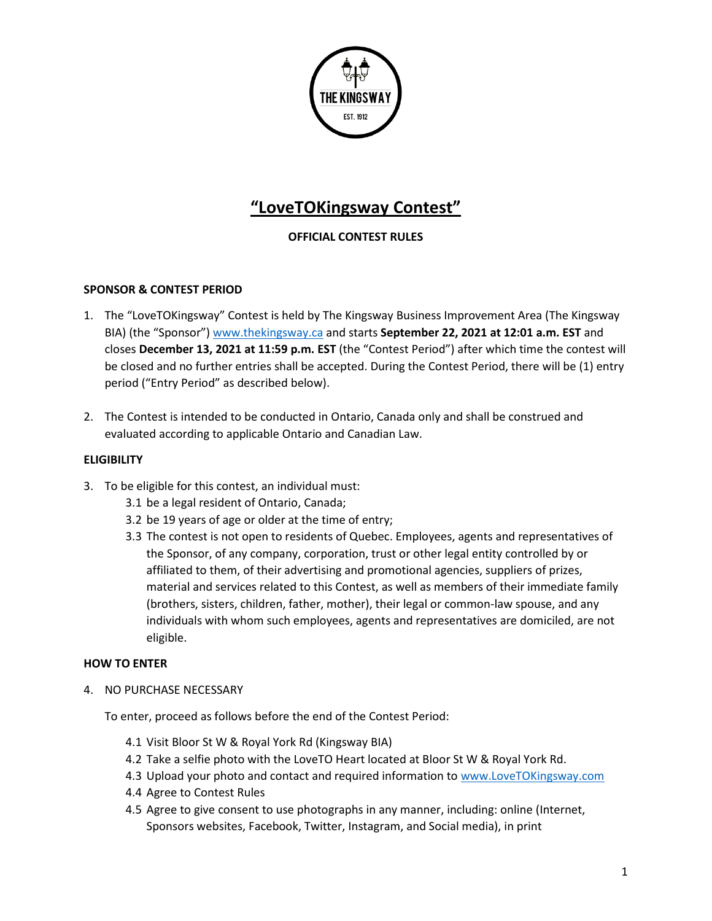# "LoveTOKingsway Contest"

**OFFICIAL CONTEST RULES**

**SPONSOR & CONTEST PERIOD**

1. The "LoveTOKingsway" Contest is held by The Kingsway Business Improvement Area (The Kingsway BIA) (the "Sponsor") www.thekingsway.ca and starts **September 22, 2021 at 12:01 a.m. EST** and closes **December 13, 2021 at 11:59 p.m. EST** (the "Contest Period") after which time the contest will be closed and no further entries shall be accepted. During the Contest Period, there will be (1) entry period ("Entry Period" as described below).

2. The Contest is intended to be conducted in Ontario, Canada only and shall be construed and evaluated according to applicable Ontario and Canadian Law.

**ELIGIBILITY**

3. To be eligible for this contest, an individual must:
   - 3.1 be a legal resident of Ontario, Canada;
   - 3.2 be 19 years of age or older at the time of entry;
   - 3.3 The contest is not open to residents of Quebec. Employees, agents and representatives of the Sponsor, of any company, corporation, trust or other legal entity controlled by or affiliated to them, of their advertising and promotional agencies, suppliers of prizes, material and services related to this Contest, as well as members of their immediate family (brothers, sisters, children, father, mother), their legal or common-law spouse, and any individuals with whom such employees, agents and representatives are domiciled, are not eligible.

**HOW TO ENTER**

4. NO PURCHASE NECESSARY

   To enter, proceed as follows before the end of the Contest Period:

   - 4.1 Visit Bloor St W & Royal York Rd (Kingsway BIA)
   - 4.2 Take a selfie photo with the LoveTO Heart located at Bloor St W & Royal York Rd.
   - 4.3 Upload your photo and contact and required information to www.LoveTOKingsway.com
   - 4.4 Agree to Contest Rules
   - 4.5 Agree to give consent to use photographs in any manner, including: online (Internet, Sponsors websites, Facebook, Twitter, Instagram, and Social media), in print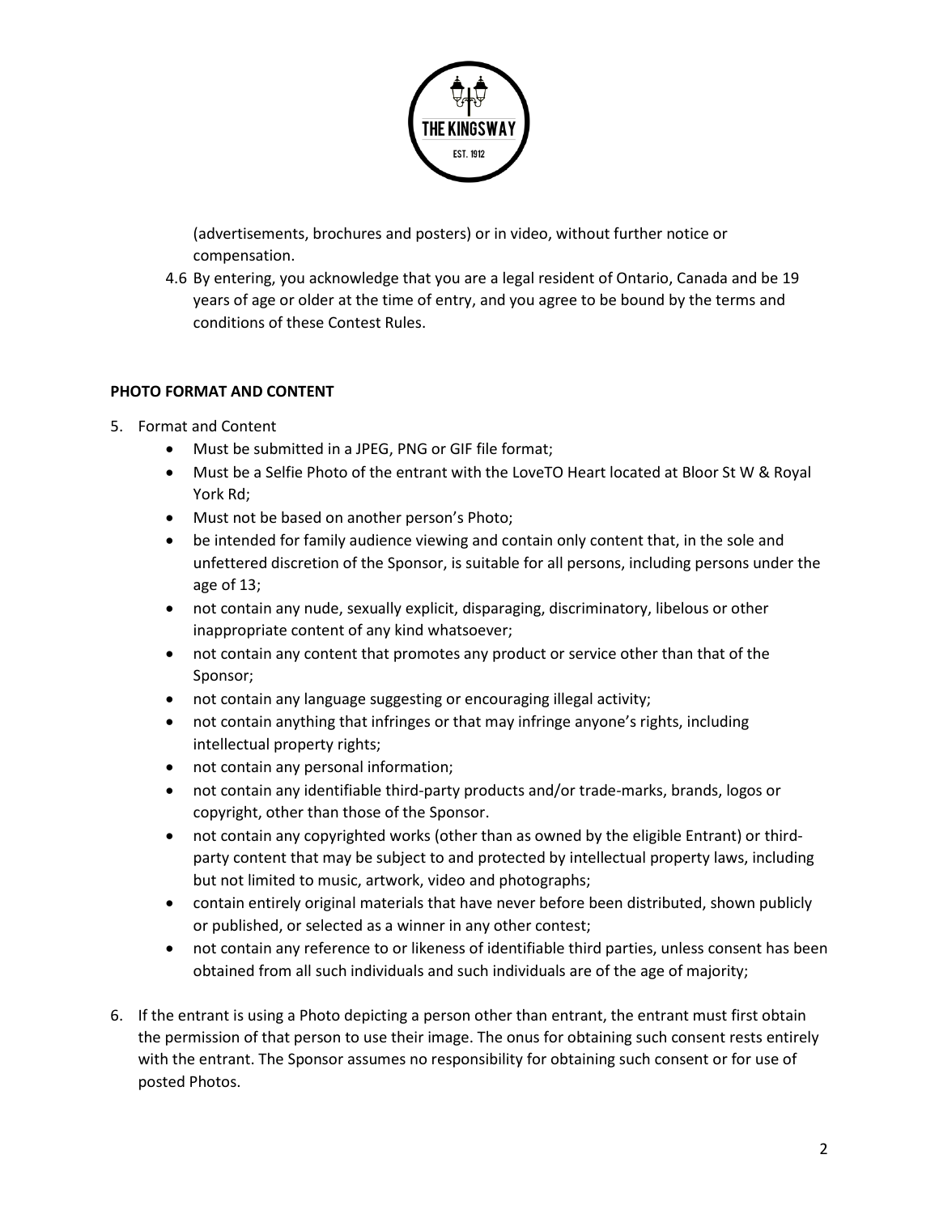(advertisements, brochures and posters) or in video, without further notice or compensation.

4.6 By entering, you acknowledge that you are a legal resident of Ontario, Canada and be 19 years of age or older at the time of entry, and you agree to be bound by the terms and conditions of these Contest Rules.

**PHOTO FORMAT AND CONTENT**

5. Format and Content
   - Must be submitted in a JPEG, PNG or GIF file format;
   - Must be a Selfie Photo of the entrant with the LoveTO Heart located at Bloor St W & Royal York Rd;
   - Must not be based on another person's Photo;
   - be intended for family audience viewing and contain only content that, in the sole and unfettered discretion of the Sponsor, is suitable for all persons, including persons under the age of 13;
   - not contain any nude, sexually explicit, disparaging, discriminatory, libelous or other inappropriate content of any kind whatsoever;
   - not contain any content that promotes any product or service other than that of the Sponsor;
   - not contain any language suggesting or encouraging illegal activity;
   - not contain anything that infringes or that may infringe anyone's rights, including intellectual property rights;
   - not contain any personal information;
   - not contain any identifiable third-party products and/or trade-marks, brands, logos or copyright, other than those of the Sponsor.
   - not contain any copyrighted works (other than as owned by the eligible Entrant) or third-party content that may be subject to and protected by intellectual property laws, including but not limited to music, artwork, video and photographs;
   - contain entirely original materials that have never before been distributed, shown publicly or published, or selected as a winner in any other contest;
   - not contain any reference to or likeness of identifiable third parties, unless consent has been obtained from all such individuals and such individuals are of the age of majority;

6. If the entrant is using a Photo depicting a person other than entrant, the entrant must first obtain the permission of that person to use their image. The onus for obtaining such consent rests entirely with the entrant. The Sponsor assumes no responsibility for obtaining such consent or for use of posted Photos.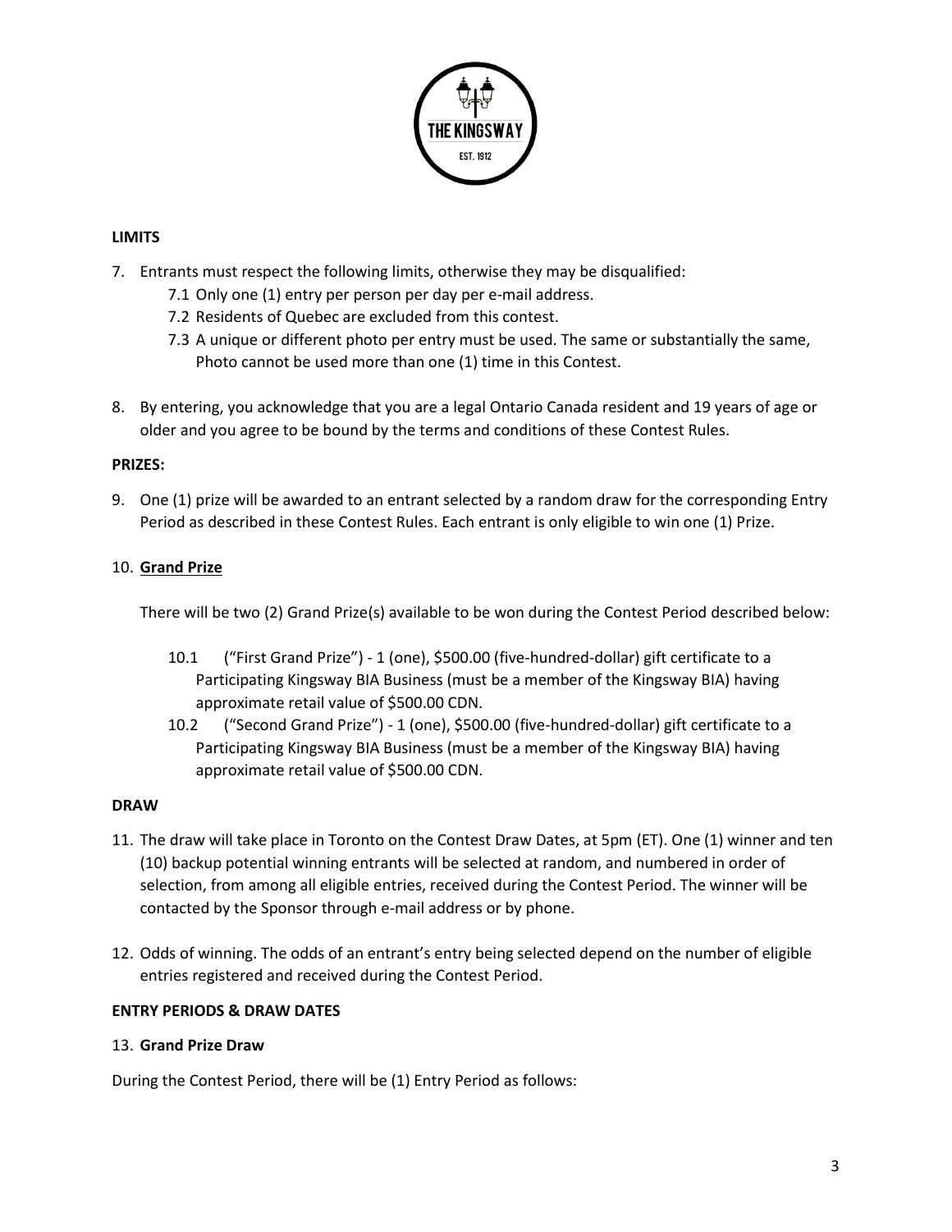**LIMITS**

7. Entrants must respect the following limits, otherwise they may be disqualified:
   7.1 Only one (1) entry per person per day per e-mail address.
   7.2 Residents of Quebec are excluded from this contest.
   7.3 A unique or different photo per entry must be used. The same or substantially the same, Photo cannot be used more than one (1) time in this Contest.

8. By entering, you acknowledge that you are a legal Ontario Canada resident and 19 years of age or older and you agree to be bound by the terms and conditions of these Contest Rules.

**PRIZES:**

9. One (1) prize will be awarded to an entrant selected by a random draw for the corresponding Entry Period as described in these Contest Rules. Each entrant is only eligible to win one (1) Prize.

10. **Grand Prize**

There will be two (2) Grand Prize(s) available to be won during the Contest Period described below:

10.1 ("First Grand Prize") - 1 (one), $500.00 (five-hundred-dollar) gift certificate to a Participating Kingsway BIA Business (must be a member of the Kingsway BIA) having approximate retail value of $500.00 CDN.

10.2 ("Second Grand Prize") - 1 (one), $500.00 (five-hundred-dollar) gift certificate to a Participating Kingsway BIA Business (must be a member of the Kingsway BIA) having approximate retail value of $500.00 CDN.

**DRAW**

11. The draw will take place in Toronto on the Contest Draw Dates, at 5pm (ET). One (1) winner and ten (10) backup potential winning entrants will be selected at random, and numbered in order of selection, from among all eligible entries, received during the Contest Period. The winner will be contacted by the Sponsor through e-mail address or by phone.

12. Odds of winning. The odds of an entrant's entry being selected depend on the number of eligible entries registered and received during the Contest Period.

**ENTRY PERIODS & DRAW DATES**

13. **Grand Prize Draw**

During the Contest Period, there will be (1) Entry Period as follows: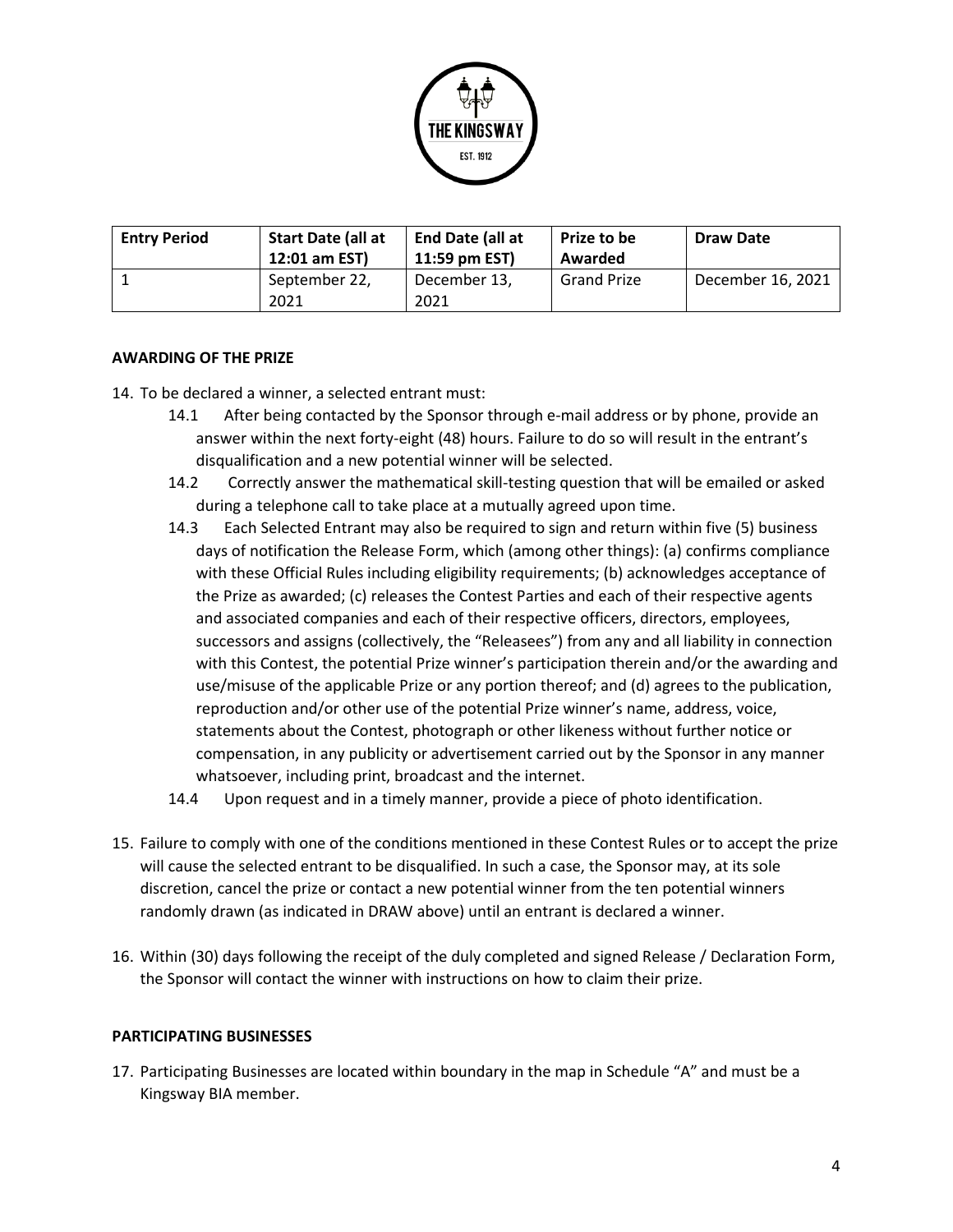| Entry Period | Start Date (all at 12:01 am EST) | End Date (all at 11:59 pm EST) | Prize to be Awarded | Draw Date |
| --- | --- | --- | --- | --- |
| 1 | September 22, 2021 | December 13, 2021 | Grand Prize | December 16, 2021 |

**AWARDING OF THE PRIZE**

14. To be declared a winner, a selected entrant must:
    - 14.1 After being contacted by the Sponsor through e-mail address or by phone, provide an answer within the next forty-eight (48) hours. Failure to do so will result in the entrant's disqualification and a new potential winner will be selected.
    - 14.2 Correctly answer the mathematical skill-testing question that will be emailed or asked during a telephone call to take place at a mutually agreed upon time.
    - 14.3 Each Selected Entrant may also be required to sign and return within five (5) business days of notification the Release Form, which (among other things): (a) confirms compliance with these Official Rules including eligibility requirements; (b) acknowledges acceptance of the Prize as awarded; (c) releases the Contest Parties and each of their respective agents and associated companies and each of their respective officers, directors, employees, successors and assigns (collectively, the "Releasees") from any and all liability in connection with this Contest, the potential Prize winner's participation therein and/or the awarding and use/misuse of the applicable Prize or any portion thereof; and (d) agrees to the publication, reproduction and/or other use of the potential Prize winner's name, address, voice, statements about the Contest, photograph or other likeness without further notice or compensation, in any publicity or advertisement carried out by the Sponsor in any manner whatsoever, including print, broadcast and the internet.
    - 14.4 Upon request and in a timely manner, provide a piece of photo identification.

15. Failure to comply with one of the conditions mentioned in these Contest Rules or to accept the prize will cause the selected entrant to be disqualified. In such a case, the Sponsor may, at its sole discretion, cancel the prize or contact a new potential winner from the ten potential winners randomly drawn (as indicated in DRAW above) until an entrant is declared a winner.

16. Within (30) days following the receipt of the duly completed and signed Release / Declaration Form, the Sponsor will contact the winner with instructions on how to claim their prize.

**PARTICIPATING BUSINESSES**

17. Participating Businesses are located within boundary in the map in Schedule "A" and must be a Kingsway BIA member.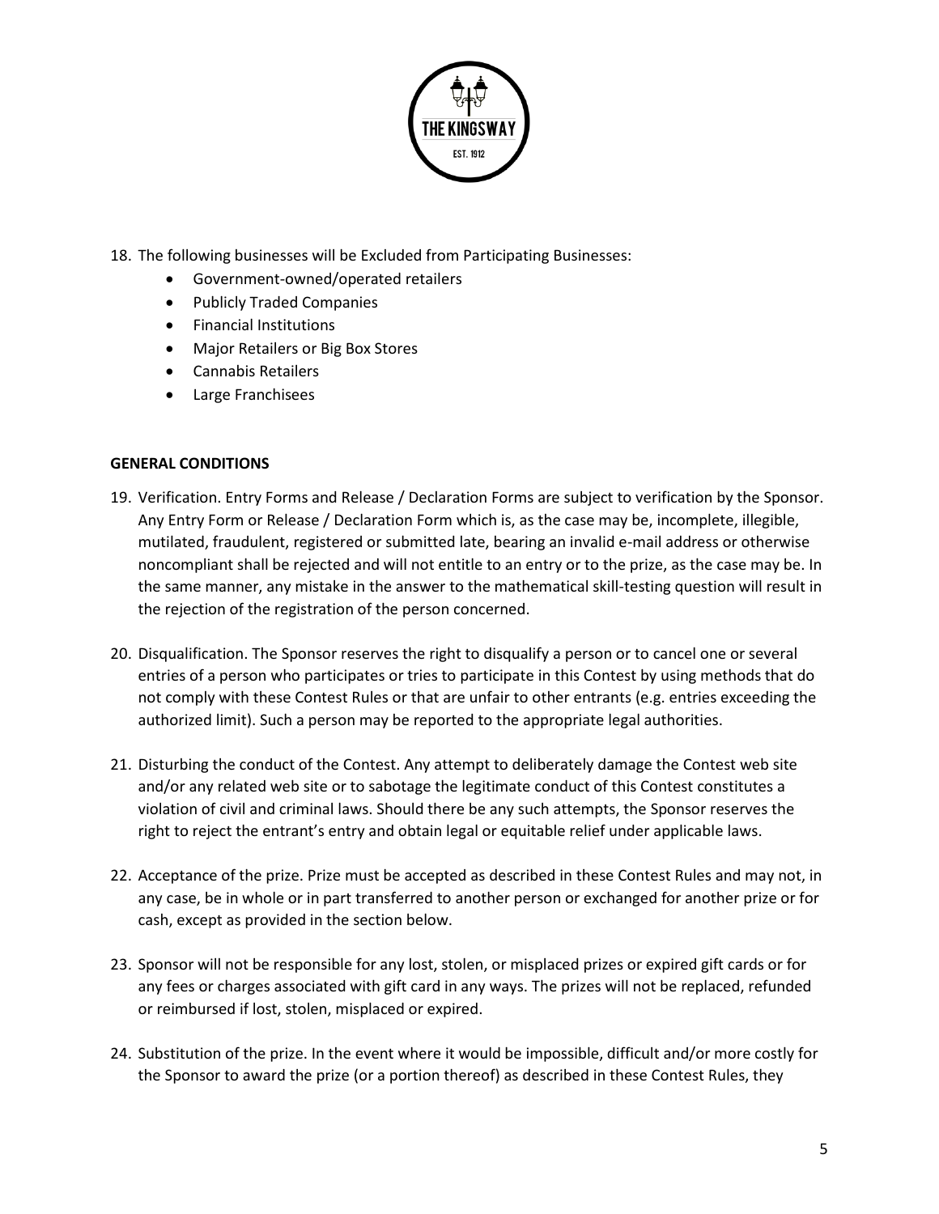18. The following businesses will be Excluded from Participating Businesses:
    - Government-owned/operated retailers
    - Publicly Traded Companies
    - Financial Institutions
    - Major Retailers or Big Box Stores
    - Cannabis Retailers
    - Large Franchisees

**GENERAL CONDITIONS**

19. Verification. Entry Forms and Release / Declaration Forms are subject to verification by the Sponsor. Any Entry Form or Release / Declaration Form which is, as the case may be, incomplete, illegible, mutilated, fraudulent, registered or submitted late, bearing an invalid e-mail address or otherwise noncompliant shall be rejected and will not entitle to an entry or to the prize, as the case may be. In the same manner, any mistake in the answer to the mathematical skill-testing question will result in the rejection of the registration of the person concerned.

20. Disqualification. The Sponsor reserves the right to disqualify a person or to cancel one or several entries of a person who participates or tries to participate in this Contest by using methods that do not comply with these Contest Rules or that are unfair to other entrants (e.g. entries exceeding the authorized limit). Such a person may be reported to the appropriate legal authorities.

21. Disturbing the conduct of the Contest. Any attempt to deliberately damage the Contest web site and/or any related web site or to sabotage the legitimate conduct of this Contest constitutes a violation of civil and criminal laws. Should there be any such attempts, the Sponsor reserves the right to reject the entrant's entry and obtain legal or equitable relief under applicable laws.

22. Acceptance of the prize. Prize must be accepted as described in these Contest Rules and may not, in any case, be in whole or in part transferred to another person or exchanged for another prize or for cash, except as provided in the section below.

23. Sponsor will not be responsible for any lost, stolen, or misplaced prizes or expired gift cards or for any fees or charges associated with gift card in any ways. The prizes will not be replaced, refunded or reimbursed if lost, stolen, misplaced or expired.

24. Substitution of the prize. In the event where it would be impossible, difficult and/or more costly for the Sponsor to award the prize (or a portion thereof) as described in these Contest Rules, they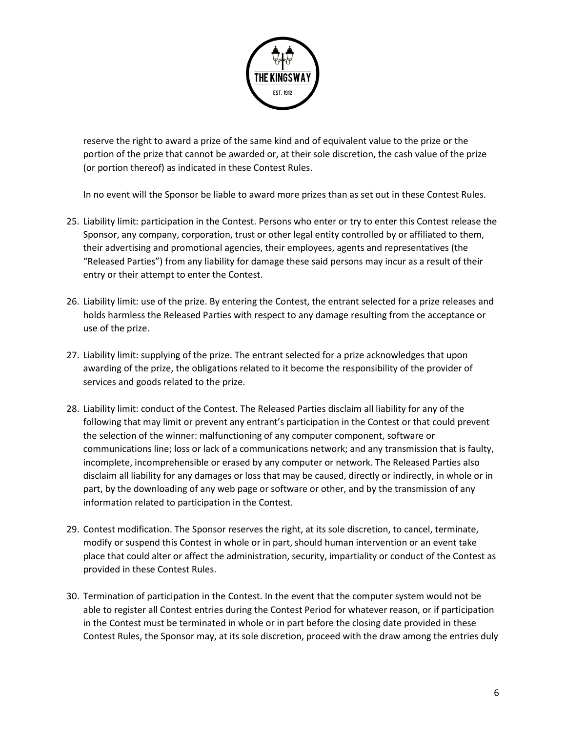reserve the right to award a prize of the same kind and of equivalent value to the prize or the portion of the prize that cannot be awarded or, at their sole discretion, the cash value of the prize (or portion thereof) as indicated in these Contest Rules.

In no event will the Sponsor be liable to award more prizes than as set out in these Contest Rules.

25. Liability limit: participation in the Contest. Persons who enter or try to enter this Contest release the Sponsor, any company, corporation, trust or other legal entity controlled by or affiliated to them, their advertising and promotional agencies, their employees, agents and representatives (the "Released Parties") from any liability for damage these said persons may incur as a result of their entry or their attempt to enter the Contest.

26. Liability limit: use of the prize. By entering the Contest, the entrant selected for a prize releases and holds harmless the Released Parties with respect to any damage resulting from the acceptance or use of the prize.

27. Liability limit: supplying of the prize. The entrant selected for a prize acknowledges that upon awarding of the prize, the obligations related to it become the responsibility of the provider of services and goods related to the prize.

28. Liability limit: conduct of the Contest. The Released Parties disclaim all liability for any of the following that may limit or prevent any entrant's participation in the Contest or that could prevent the selection of the winner: malfunctioning of any computer component, software or communications line; loss or lack of a communications network; and any transmission that is faulty, incomplete, incomprehensible or erased by any computer or network. The Released Parties also disclaim all liability for any damages or loss that may be caused, directly or indirectly, in whole or in part, by the downloading of any web page or software or other, and by the transmission of any information related to participation in the Contest.

29. Contest modification. The Sponsor reserves the right, at its sole discretion, to cancel, terminate, modify or suspend this Contest in whole or in part, should human intervention or an event take place that could alter or affect the administration, security, impartiality or conduct of the Contest as provided in these Contest Rules.

30. Termination of participation in the Contest. In the event that the computer system would not be able to register all Contest entries during the Contest Period for whatever reason, or if participation in the Contest must be terminated in whole or in part before the closing date provided in these Contest Rules, the Sponsor may, at its sole discretion, proceed with the draw among the entries duly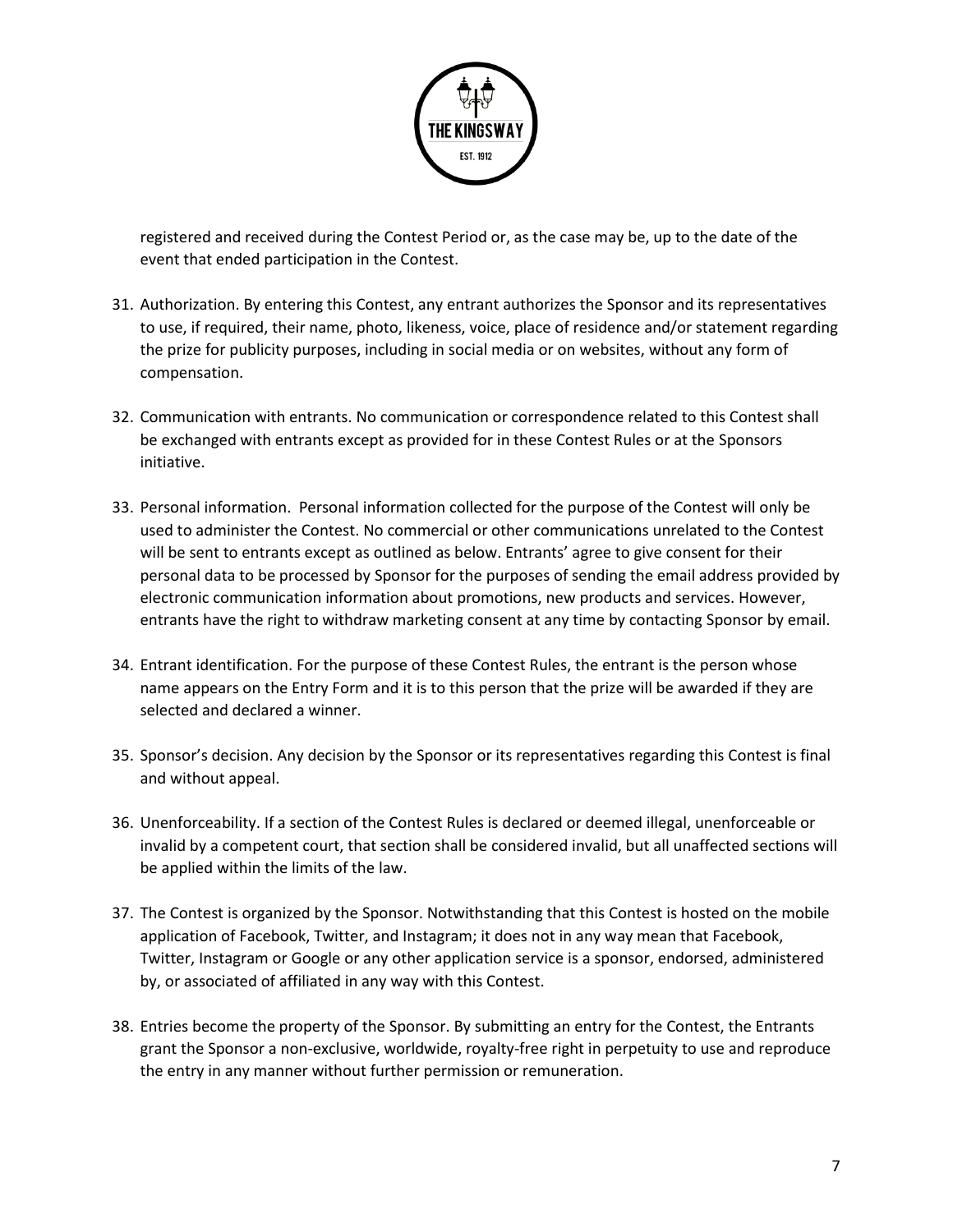registered and received during the Contest Period or, as the case may be, up to the date of the event that ended participation in the Contest.

31. Authorization. By entering this Contest, any entrant authorizes the Sponsor and its representatives to use, if required, their name, photo, likeness, voice, place of residence and/or statement regarding the prize for publicity purposes, including in social media or on websites, without any form of compensation.

32. Communication with entrants. No communication or correspondence related to this Contest shall be exchanged with entrants except as provided for in these Contest Rules or at the Sponsors initiative.

33. Personal information. Personal information collected for the purpose of the Contest will only be used to administer the Contest. No commercial or other communications unrelated to the Contest will be sent to entrants except as outlined as below. Entrants' agree to give consent for their personal data to be processed by Sponsor for the purposes of sending the email address provided by electronic communication information about promotions, new products and services. However, entrants have the right to withdraw marketing consent at any time by contacting Sponsor by email.

34. Entrant identification. For the purpose of these Contest Rules, the entrant is the person whose name appears on the Entry Form and it is to this person that the prize will be awarded if they are selected and declared a winner.

35. Sponsor's decision. Any decision by the Sponsor or its representatives regarding this Contest is final and without appeal.

36. Unenforceability. If a section of the Contest Rules is declared or deemed illegal, unenforceable or invalid by a competent court, that section shall be considered invalid, but all unaffected sections will be applied within the limits of the law.

37. The Contest is organized by the Sponsor. Notwithstanding that this Contest is hosted on the mobile application of Facebook, Twitter, and Instagram; it does not in any way mean that Facebook, Twitter, Instagram or Google or any other application service is a sponsor, endorsed, administered by, or associated of affiliated in any way with this Contest.

38. Entries become the property of the Sponsor. By submitting an entry for the Contest, the Entrants grant the Sponsor a non-exclusive, worldwide, royalty-free right in perpetuity to use and reproduce the entry in any manner without further permission or remuneration.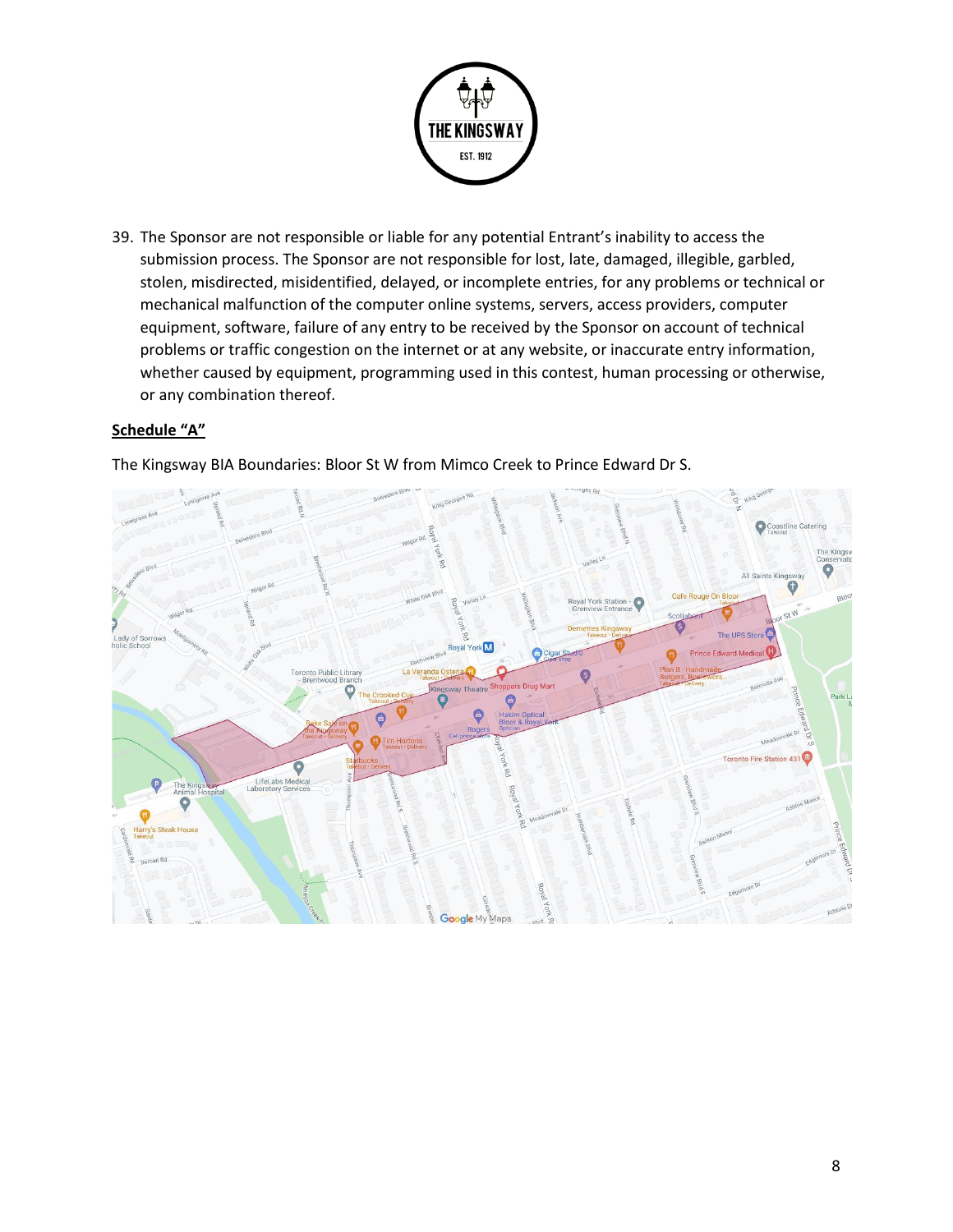39. The Sponsor are not responsible or liable for any potential Entrant's inability to access the submission process. The Sponsor are not responsible for lost, late, damaged, illegible, garbled, stolen, misdirected, misidentified, delayed, or incomplete entries, for any problems or technical or mechanical malfunction of the computer online systems, servers, access providers, computer equipment, software, failure of any entry to be received by the Sponsor on account of technical problems or traffic congestion on the internet or at any website, or inaccurate entry information, whether caused by equipment, programming used in this contest, human processing or otherwise, or any combination thereof.

**Schedule "A"**

The Kingsway BIA Boundaries: Bloor St W from Mimco Creek to Prince Edward Dr S.